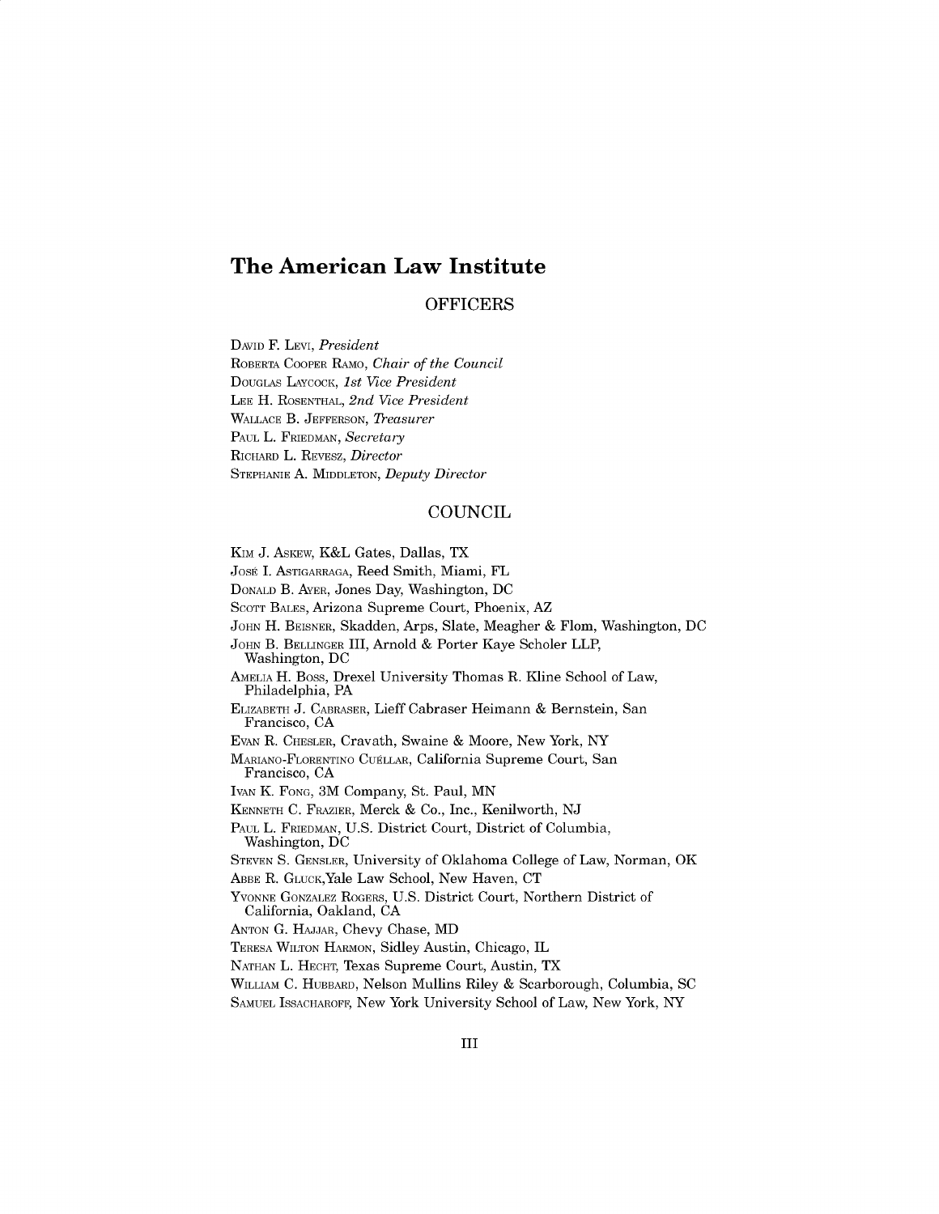# The American Law Institute

## OFFICERS

David F. Levi, *President*
Roberta Cooper Ramo, *Chair of the Council*
Douglas Laycock, *1st Vice President*
Lee H. Rosenthal, *2nd Vice President*
Wallace B. Jefferson, *Treasurer*
Paul L. Friedman, *Secretary*
Richard L. Revesz, *Director*
Stephanie A. Middleton, *Deputy Director*

## COUNCIL

Kim J. Askew, K&L Gates, Dallas, TX
José I. Astigarraga, Reed Smith, Miami, FL
Donald B. Ayer, Jones Day, Washington, DC
Scott Bales, Arizona Supreme Court, Phoenix, AZ
John H. Beisner, Skadden, Arps, Slate, Meagher & Flom, Washington, DC
John B. Bellinger III, Arnold & Porter Kaye Scholer LLP, Washington, DC
Amelia H. Boss, Drexel University Thomas R. Kline School of Law, Philadelphia, PA
Elizabeth J. Cabraser, Lieff Cabraser Heimann & Bernstein, San Francisco, CA
Evan R. Chesler, Cravath, Swaine & Moore, New York, NY
Mariano-Florentino Cuéllar, California Supreme Court, San Francisco, CA
Ivan K. Fong, 3M Company, St. Paul, MN
Kenneth C. Frazier, Merck & Co., Inc., Kenilworth, NJ
Paul L. Friedman, U.S. District Court, District of Columbia, Washington, DC
Steven S. Gensler, University of Oklahoma College of Law, Norman, OK
Abbe R. Gluck,Yale Law School, New Haven, CT
Yvonne Gonzalez Rogers, U.S. District Court, Northern District of California, Oakland, CA
Anton G. Hajjar, Chevy Chase, MD
Teresa Wilton Harmon, Sidley Austin, Chicago, IL
Nathan L. Hecht, Texas Supreme Court, Austin, TX
William C. Hubbard, Nelson Mullins Riley & Scarborough, Columbia, SC
Samuel Issacharoff, New York University School of Law, New York, NY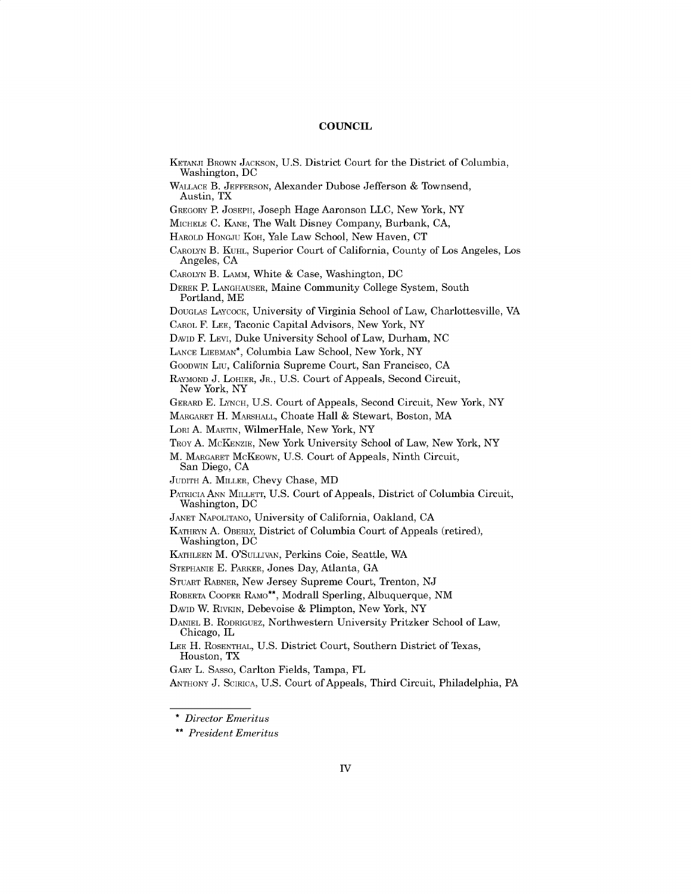# COUNCIL

KETANJI BROWN JACKSON, U.S. District Court for the District of Columbia, Washington, DC

WALLACE B. JEFFERSON, Alexander Dubose Jefferson & Townsend, Austin, TX

GREGORY P. JOSEPH, Joseph Hage Aaronson LLC, New York, NY

MICHELE C. KANE, The Walt Disney Company, Burbank, CA,

HAROLD HONGJU KOH, Yale Law School, New Haven, CT

CAROLYN B. KUHL, Superior Court of California, County of Los Angeles, Los Angeles, CA

CAROLYN B. LAMM, White & Case, Washington, DC

DEREK P. LANGHAUSER, Maine Community College System, South Portland, ME

DOUGLAS LAYCOCK, University of Virginia School of Law, Charlottesville, VA

CAROL F. LEE, Taconic Capital Advisors, New York, NY

DAVID F. LEVI, Duke University School of Law, Durham, NC

LANCE LIEBMAN*, Columbia Law School, New York, NY

GOODWIN LIU, California Supreme Court, San Francisco, CA

RAYMOND J. LOHIER, JR., U.S. Court of Appeals, Second Circuit, New York, NY

GERARD E. LYNCH, U.S. Court of Appeals, Second Circuit, New York, NY

MARGARET H. MARSHALL, Choate Hall & Stewart, Boston, MA

LORI A. MARTIN, WilmerHale, New York, NY

TROY A. MCKENZIE, New York University School of Law, New York, NY

M. MARGARET MCKEOWN, U.S. Court of Appeals, Ninth Circuit, San Diego, CA

JUDITH A. MILLER, Chevy Chase, MD

PATRICIA ANN MILLETT, U.S. Court of Appeals, District of Columbia Circuit, Washington, DC

JANET NAPOLITANO, University of California, Oakland, CA

KATHRYN A. OBERLY, District of Columbia Court of Appeals (retired), Washington, DC

KATHLEEN M. O'SULLIVAN, Perkins Coie, Seattle, WA

STEPHANIE E. PARKER, Jones Day, Atlanta, GA

STUART RABNER, New Jersey Supreme Court, Trenton, NJ

ROBERTA COOPER RAMO**, Modrall Sperling, Albuquerque, NM

DAVID W. RIVKIN, Debevoise & Plimpton, New York, NY

DANIEL B. RODRIGUEZ, Northwestern University Pritzker School of Law, Chicago, IL

LEE H. ROSENTHAL, U.S. District Court, Southern District of Texas, Houston, TX

GARY L. SASSO, Carlton Fields, Tampa, FL

ANTHONY J. SCIRICA, U.S. Court of Appeals, Third Circuit, Philadelphia, PA

---

\* *Director Emeritus*

\*\* *President Emeritus*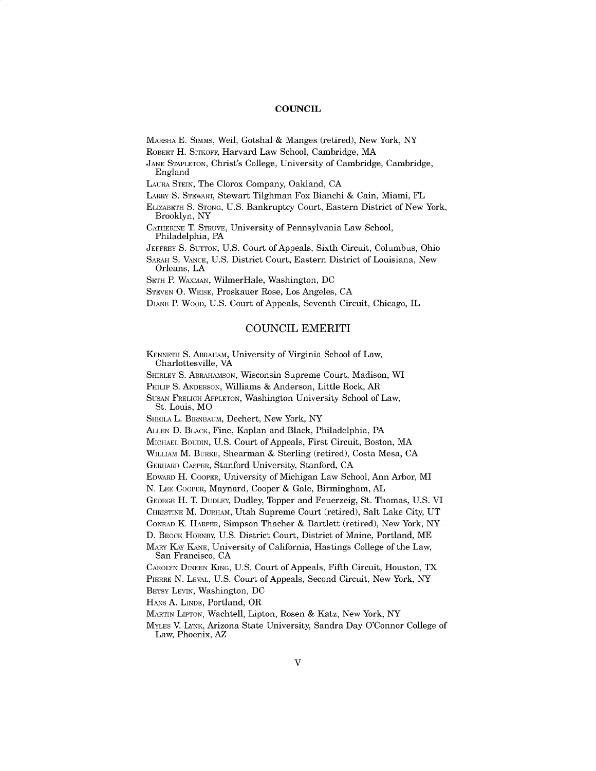## COUNCIL

MARSHA E. SIMMS, Weil, Gotshal & Manges (retired), New York, NY
ROBERT H. SITKOFF, Harvard Law School, Cambridge, MA
JANE STAPLETON, Christ's College, University of Cambridge, Cambridge, England
LAURA STEIN, The Clorox Company, Oakland, CA
LARRY S. STEWART, Stewart Tilghman Fox Bianchi & Cain, Miami, FL
ELIZABETH S. STONG, U.S. Bankruptcy Court, Eastern District of New York, Brooklyn, NY
CATHERINE T. STRUVE, University of Pennsylvania Law School, Philadelphia, PA
JEFFREY S. SUTTON, U.S. Court of Appeals, Sixth Circuit, Columbus, Ohio
SARAH S. VANCE, U.S. District Court, Eastern District of Louisiana, New Orleans, LA
SETH P. WAXMAN, WilmerHale, Washington, DC
STEVEN O. WEISE, Proskauer Rose, Los Angeles, CA
DIANE P. WOOD, U.S. Court of Appeals, Seventh Circuit, Chicago, IL

## COUNCIL EMERITI

KENNETH S. ABRAHAM, University of Virginia School of Law, Charlottesville, VA
SHIRLEY S. ABRAHAMSON, Wisconsin Supreme Court, Madison, WI
PHILIP S. ANDERSON, Williams & Anderson, Little Rock, AR
SUSAN FRELICH APPLETON, Washington University School of Law, St. Louis, MO
SHEILA L. BIRNBAUM, Dechert, New York, NY
ALLEN D. BLACK, Fine, Kaplan and Black, Philadelphia, PA
MICHAEL BOUDIN, U.S. Court of Appeals, First Circuit, Boston, MA
WILLIAM M. BURKE, Shearman & Sterling (retired), Costa Mesa, CA
GERHARD CASPER, Stanford University, Stanford, CA
EDWARD H. COOPER, University of Michigan Law School, Ann Arbor, MI
N. LEE COOPER, Maynard, Cooper & Gale, Birmingham, AL
GEORGE H. T. DUDLEY, Dudley, Topper and Feuerzeig, St. Thomas, U.S. VI
CHRISTINE M. DURHAM, Utah Supreme Court (retired), Salt Lake City, UT
CONRAD K. HARPER, Simpson Thacher & Bartlett (retired), New York, NY
D. BROCK HORNBY, U.S. District Court, District of Maine, Portland, ME
MARY KAY KANE, University of California, Hastings College of the Law, San Francisco, CA
CAROLYN DINEEN KING, U.S. Court of Appeals, Fifth Circuit, Houston, TX
PIERRE N. LEVAL, U.S. Court of Appeals, Second Circuit, New York, NY
BETSY LEVIN, Washington, DC
HANS A. LINDE, Portland, OR
MARTIN LIPTON, Wachtell, Lipton, Rosen & Katz, New York, NY
MYLES V. LYNK, Arizona State University, Sandra Day O'Connor College of Law, Phoenix, AZ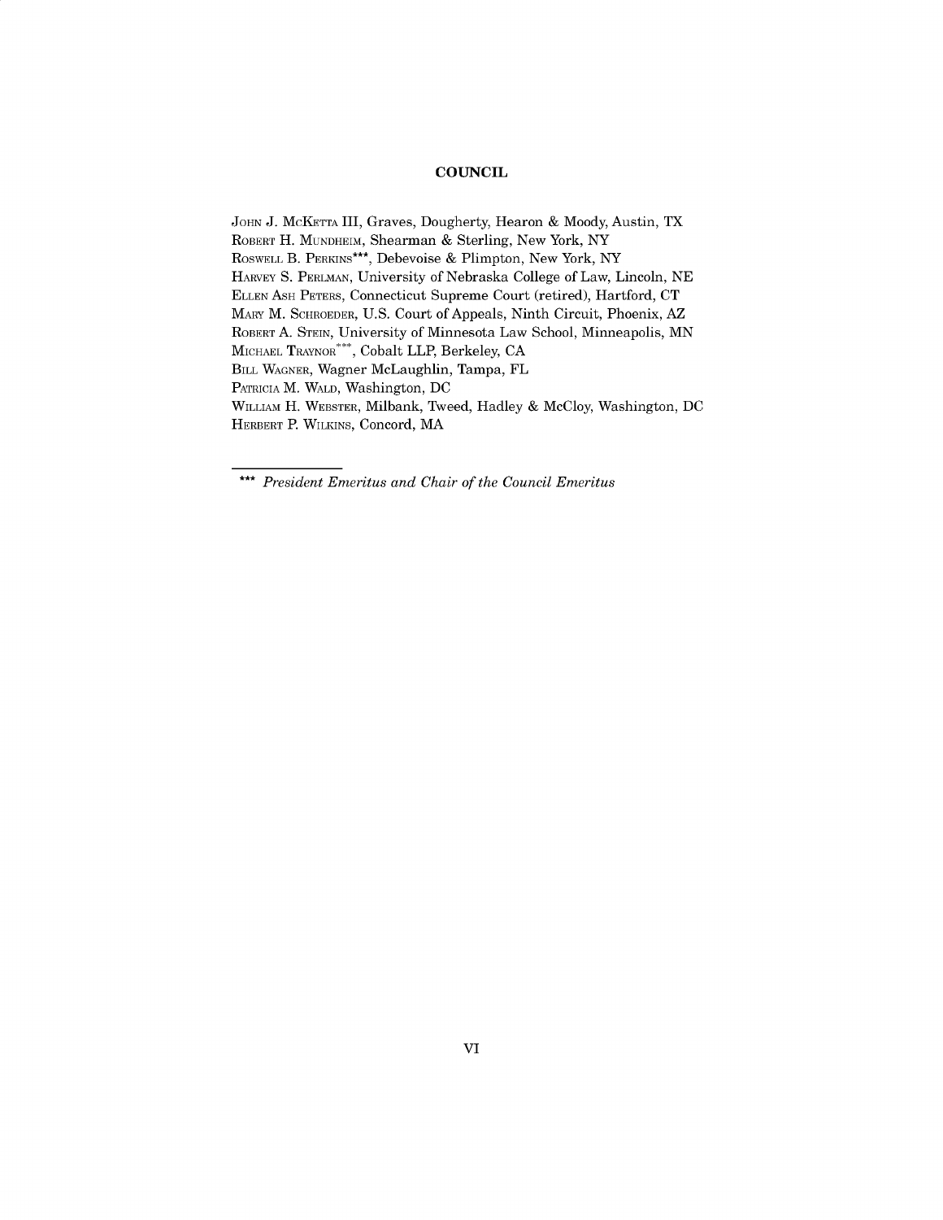## COUNCIL

John J. McKetta III, Graves, Dougherty, Hearon & Moody, Austin, TX
Robert H. Mundheim, Shearman & Sterling, New York, NY
Roswell B. Perkins***, Debevoise & Plimpton, New York, NY
Harvey S. Perlman, University of Nebraska College of Law, Lincoln, NE
Ellen Ash Peters, Connecticut Supreme Court (retired), Hartford, CT
Mary M. Schroeder, U.S. Court of Appeals, Ninth Circuit, Phoenix, AZ
Robert A. Stein, University of Minnesota Law School, Minneapolis, MN
Michael Traynor***, Cobalt LLP, Berkeley, CA
Bill Wagner, Wagner McLaughlin, Tampa, FL
Patricia M. Wald, Washington, DC
William H. Webster, Milbank, Tweed, Hadley & McCloy, Washington, DC
Herbert P. Wilkins, Concord, MA

---

\*\*\* *President Emeritus and Chair of the Council Emeritus*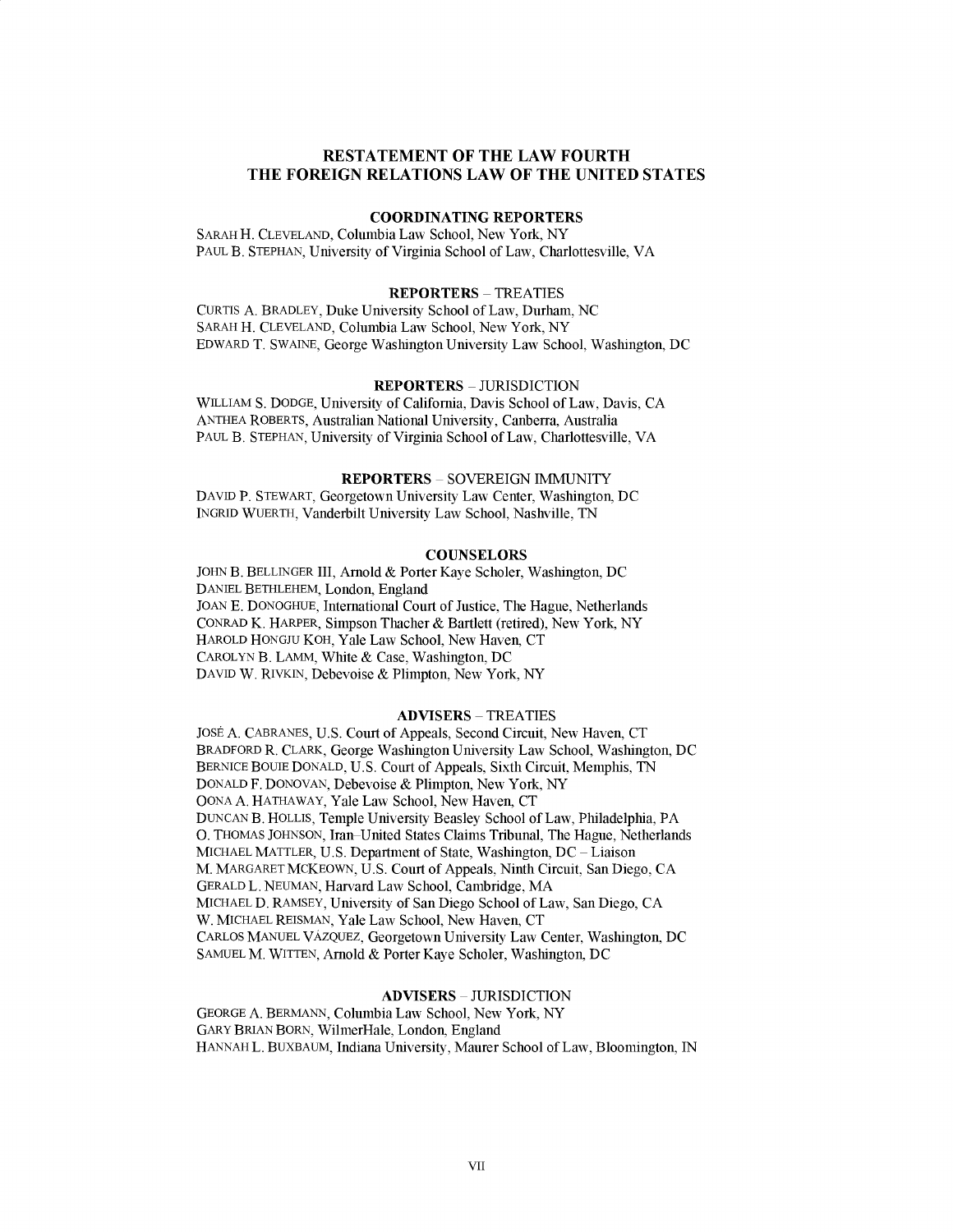# RESTATEMENT OF THE LAW FOURTH
# THE FOREIGN RELATIONS LAW OF THE UNITED STATES

## COORDINATING REPORTERS

SARAH H. CLEVELAND, Columbia Law School, New York, NY
PAUL B. STEPHAN, University of Virginia School of Law, Charlottesville, VA

## REPORTERS – TREATIES

CURTIS A. BRADLEY, Duke University School of Law, Durham, NC
SARAH H. CLEVELAND, Columbia Law School, New York, NY
EDWARD T. SWAINE, George Washington University Law School, Washington, DC

## REPORTERS – JURISDICTION

WILLIAM S. DODGE, University of California, Davis School of Law, Davis, CA
ANTHEA ROBERTS, Australian National University, Canberra, Australia
PAUL B. STEPHAN, University of Virginia School of Law, Charlottesville, VA

## REPORTERS – SOVEREIGN IMMUNITY

DAVID P. STEWART, Georgetown University Law Center, Washington, DC
INGRID WUERTH, Vanderbilt University Law School, Nashville, TN

## COUNSELORS

JOHN B. BELLINGER III, Arnold & Porter Kaye Scholer, Washington, DC
DANIEL BETHLEHEM, London, England
JOAN E. DONOGHUE, International Court of Justice, The Hague, Netherlands
CONRAD K. HARPER, Simpson Thacher & Bartlett (retired), New York, NY
HAROLD HONGJU KOH, Yale Law School, New Haven, CT
CAROLYN B. LAMM, White & Case, Washington, DC
DAVID W. RIVKIN, Debevoise & Plimpton, New York, NY

## ADVISERS – TREATIES

JOSÉ A. CABRANES, U.S. Court of Appeals, Second Circuit, New Haven, CT
BRADFORD R. CLARK, George Washington University Law School, Washington, DC
BERNICE BOUIE DONALD, U.S. Court of Appeals, Sixth Circuit, Memphis, TN
DONALD F. DONOVAN, Debevoise & Plimpton, New York, NY
OONA A. HATHAWAY, Yale Law School, New Haven, CT
DUNCAN B. HOLLIS, Temple University Beasley School of Law, Philadelphia, PA
O. THOMAS JOHNSON, Iran–United States Claims Tribunal, The Hague, Netherlands
MICHAEL MATTLER, U.S. Department of State, Washington, DC – Liaison
M. MARGARET MCKEOWN, U.S. Court of Appeals, Ninth Circuit, San Diego, CA
GERALD L. NEUMAN, Harvard Law School, Cambridge, MA
MICHAEL D. RAMSEY, University of San Diego School of Law, San Diego, CA
W. MICHAEL REISMAN, Yale Law School, New Haven, CT
CARLOS MANUEL VÁZQUEZ, Georgetown University Law Center, Washington, DC
SAMUEL M. WITTEN, Arnold & Porter Kaye Scholer, Washington, DC

## ADVISERS – JURISDICTION

GEORGE A. BERMANN, Columbia Law School, New York, NY
GARY BRIAN BORN, WilmerHale, London, England
HANNAH L. BUXBAUM, Indiana University, Maurer School of Law, Bloomington, IN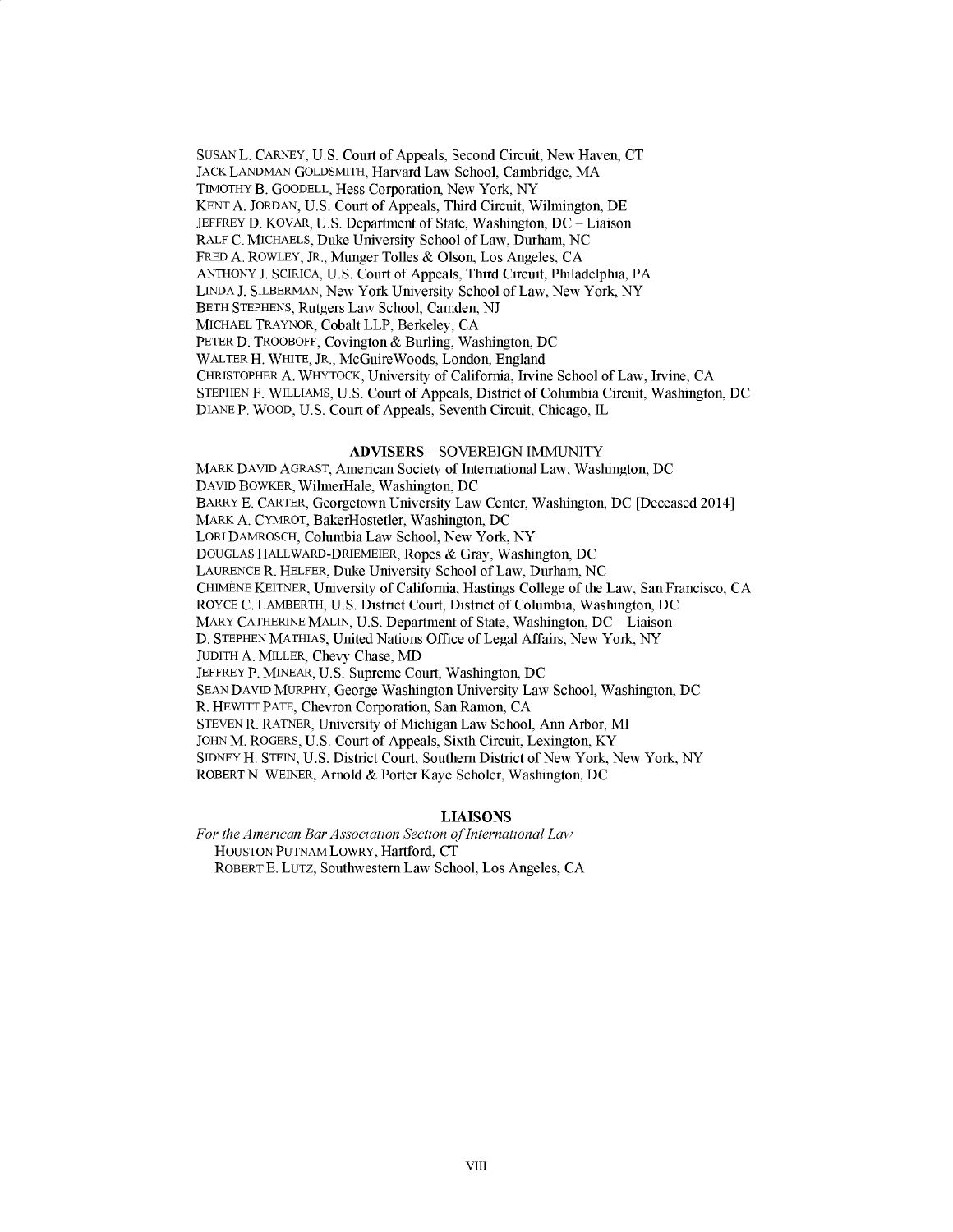SUSAN L. CARNEY, U.S. Court of Appeals, Second Circuit, New Haven, CT
JACK LANDMAN GOLDSMITH, Harvard Law School, Cambridge, MA
TIMOTHY B. GOODELL, Hess Corporation, New York, NY
KENT A. JORDAN, U.S. Court of Appeals, Third Circuit, Wilmington, DE
JEFFREY D. KOVAR, U.S. Department of State, Washington, DC – Liaison
RALF C. MICHAELS, Duke University School of Law, Durham, NC
FRED A. ROWLEY, JR., Munger Tolles & Olson, Los Angeles, CA
ANTHONY J. SCIRICA, U.S. Court of Appeals, Third Circuit, Philadelphia, PA
LINDA J. SILBERMAN, New York University School of Law, New York, NY
BETH STEPHENS, Rutgers Law School, Camden, NJ
MICHAEL TRAYNOR, Cobalt LLP, Berkeley, CA
PETER D. TROOBOFF, Covington & Burling, Washington, DC
WALTER H. WHITE, JR., McGuireWoods, London, England
CHRISTOPHER A. WHYTOCK, University of California, Irvine School of Law, Irvine, CA
STEPHEN F. WILLIAMS, U.S. Court of Appeals, District of Columbia Circuit, Washington, DC
DIANE P. WOOD, U.S. Court of Appeals, Seventh Circuit, Chicago, IL

## ADVISERS – SOVEREIGN IMMUNITY

MARK DAVID AGRAST, American Society of International Law, Washington, DC
DAVID BOWKER, WilmerHale, Washington, DC
BARRY E. CARTER, Georgetown University Law Center, Washington, DC [Deceased 2014]
MARK A. CYMROT, BakerHostetler, Washington, DC
LORI DAMROSCH, Columbia Law School, New York, NY
DOUGLAS HALLWARD-DRIEMEIER, Ropes & Gray, Washington, DC
LAURENCE R. HELFER, Duke University School of Law, Durham, NC
CHIMÈNE KEITNER, University of California, Hastings College of the Law, San Francisco, CA
ROYCE C. LAMBERTH, U.S. District Court, District of Columbia, Washington, DC
MARY CATHERINE MALIN, U.S. Department of State, Washington, DC – Liaison
D. STEPHEN MATHIAS, United Nations Office of Legal Affairs, New York, NY
JUDITH A. MILLER, Chevy Chase, MD
JEFFREY P. MINEAR, U.S. Supreme Court, Washington, DC
SEAN DAVID MURPHY, George Washington University Law School, Washington, DC
R. HEWITT PATE, Chevron Corporation, San Ramon, CA
STEVEN R. RATNER, University of Michigan Law School, Ann Arbor, MI
JOHN M. ROGERS, U.S. Court of Appeals, Sixth Circuit, Lexington, KY
SIDNEY H. STEIN, U.S. District Court, Southern District of New York, New York, NY
ROBERT N. WEINER, Arnold & Porter Kaye Scholer, Washington, DC

## LIAISONS

*For the American Bar Association Section of International Law*
HOUSTON PUTNAM LOWRY, Hartford, CT
ROBERT E. LUTZ, Southwestern Law School, Los Angeles, CA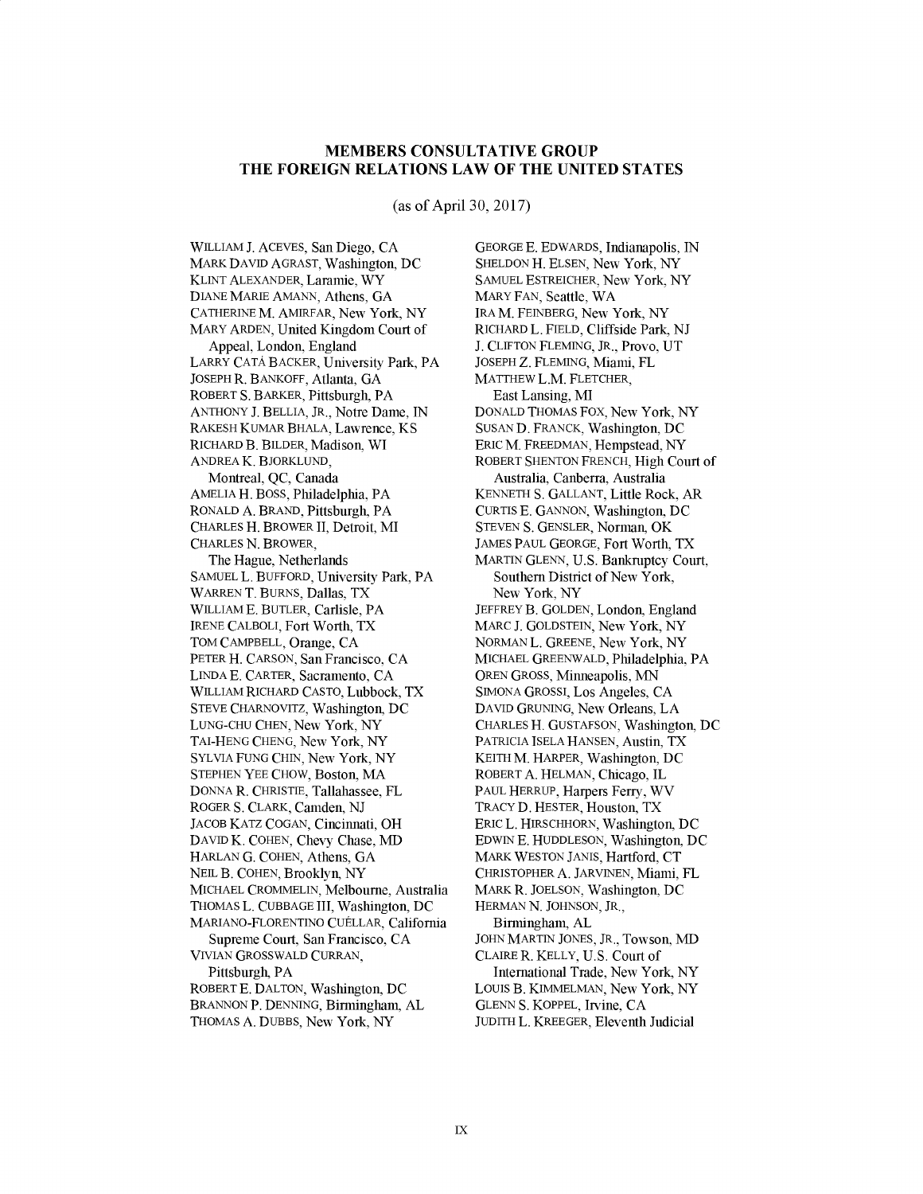## MEMBERS CONSULTATIVE GROUP
## THE FOREIGN RELATIONS LAW OF THE UNITED STATES

(as of April 30, 2017)

WILLIAM J. ACEVES, San Diego, CA
MARK DAVID AGRAST, Washington, DC
KLINT ALEXANDER, Laramie, WY
DIANE MARIE AMANN, Athens, GA
CATHERINE M. AMIRFAR, New York, NY
MARY ARDEN, United Kingdom Court of Appeal, London, England
LARRY CATÁ BACKER, University Park, PA
JOSEPH R. BANKOFF, Atlanta, GA
ROBERT S. BARKER, Pittsburgh, PA
ANTHONY J. BELLIA, JR., Notre Dame, IN
RAKESH KUMAR BHALA, Lawrence, KS
RICHARD B. BILDER, Madison, WI
ANDREA K. BJORKLUND, Montreal, QC, Canada
AMELIA H. BOSS, Philadelphia, PA
RONALD A. BRAND, Pittsburgh, PA
CHARLES H. BROWER II, Detroit, MI
CHARLES N. BROWER, The Hague, Netherlands
SAMUEL L. BUFFORD, University Park, PA
WARREN T. BURNS, Dallas, TX
WILLIAM E. BUTLER, Carlisle, PA
IRENE CALBOLI, Fort Worth, TX
TOM CAMPBELL, Orange, CA
PETER H. CARSON, San Francisco, CA
LINDA E. CARTER, Sacramento, CA
WILLIAM RICHARD CASTO, Lubbock, TX
STEVE CHARNOVITZ, Washington, DC
LUNG-CHU CHEN, New York, NY
TAI-HENG CHENG, New York, NY
SYLVIA FUNG CHIN, New York, NY
STEPHEN YEE CHOW, Boston, MA
DONNA R. CHRISTIE, Tallahassee, FL
ROGER S. CLARK, Camden, NJ
JACOB KATZ COGAN, Cincinnati, OH
DAVID K. COHEN, Chevy Chase, MD
HARLAN G. COHEN, Athens, GA
NEIL B. COHEN, Brooklyn, NY
MICHAEL CROMMELIN, Melbourne, Australia
THOMAS L. CUBBAGE III, Washington, DC
MARIANO-FLORENTINO CUÉLLAR, California Supreme Court, San Francisco, CA
VIVIAN GROSSWALD CURRAN, Pittsburgh, PA
ROBERT E. DALTON, Washington, DC
BRANNON P. DENNING, Birmingham, AL
THOMAS A. DUBBS, New York, NY
GEORGE E. EDWARDS, Indianapolis, IN
SHELDON H. ELSEN, New York, NY
SAMUEL ESTREICHER, New York, NY
MARY FAN, Seattle, WA
IRA M. FEINBERG, New York, NY
RICHARD L. FIELD, Cliffside Park, NJ
J. CLIFTON FLEMING, JR., Provo, UT
JOSEPH Z. FLEMING, Miami, FL
MATTHEW L.M. FLETCHER, East Lansing, MI
DONALD THOMAS FOX, New York, NY
SUSAN D. FRANCK, Washington, DC
ERIC M. FREEDMAN, Hempstead, NY
ROBERT SHENTON FRENCH, High Court of Australia, Canberra, Australia
KENNETH S. GALLANT, Little Rock, AR
CURTIS E. GANNON, Washington, DC
STEVEN S. GENSLER, Norman, OK
JAMES PAUL GEORGE, Fort Worth, TX
MARTIN GLENN, U.S. Bankruptcy Court, Southern District of New York, New York, NY
JEFFREY B. GOLDEN, London, England
MARC J. GOLDSTEIN, New York, NY
NORMAN L. GREENE, New York, NY
MICHAEL GREENWALD, Philadelphia, PA
OREN GROSS, Minneapolis, MN
SIMONA GROSSI, Los Angeles, CA
DAVID GRUNING, New Orleans, LA
CHARLES H. GUSTAFSON, Washington, DC
PATRICIA ISELA HANSEN, Austin, TX
KEITH M. HARPER, Washington, DC
ROBERT A. HELMAN, Chicago, IL
PAUL HERRUP, Harpers Ferry, WV
TRACY D. HESTER, Houston, TX
ERIC L. HIRSCHHORN, Washington, DC
EDWIN E. HUDDLESON, Washington, DC
MARK WESTON JANIS, Hartford, CT
CHRISTOPHER A. JARVINEN, Miami, FL
MARK R. JOELSON, Washington, DC
HERMAN N. JOHNSON, JR., Birmingham, AL
JOHN MARTIN JONES, JR., Towson, MD
CLAIRE R. KELLY, U.S. Court of International Trade, New York, NY
LOUIS B. KIMMELMAN, New York, NY
GLENN S. KOPPEL, Irvine, CA
JUDITH L. KREEGER, Eleventh Judicial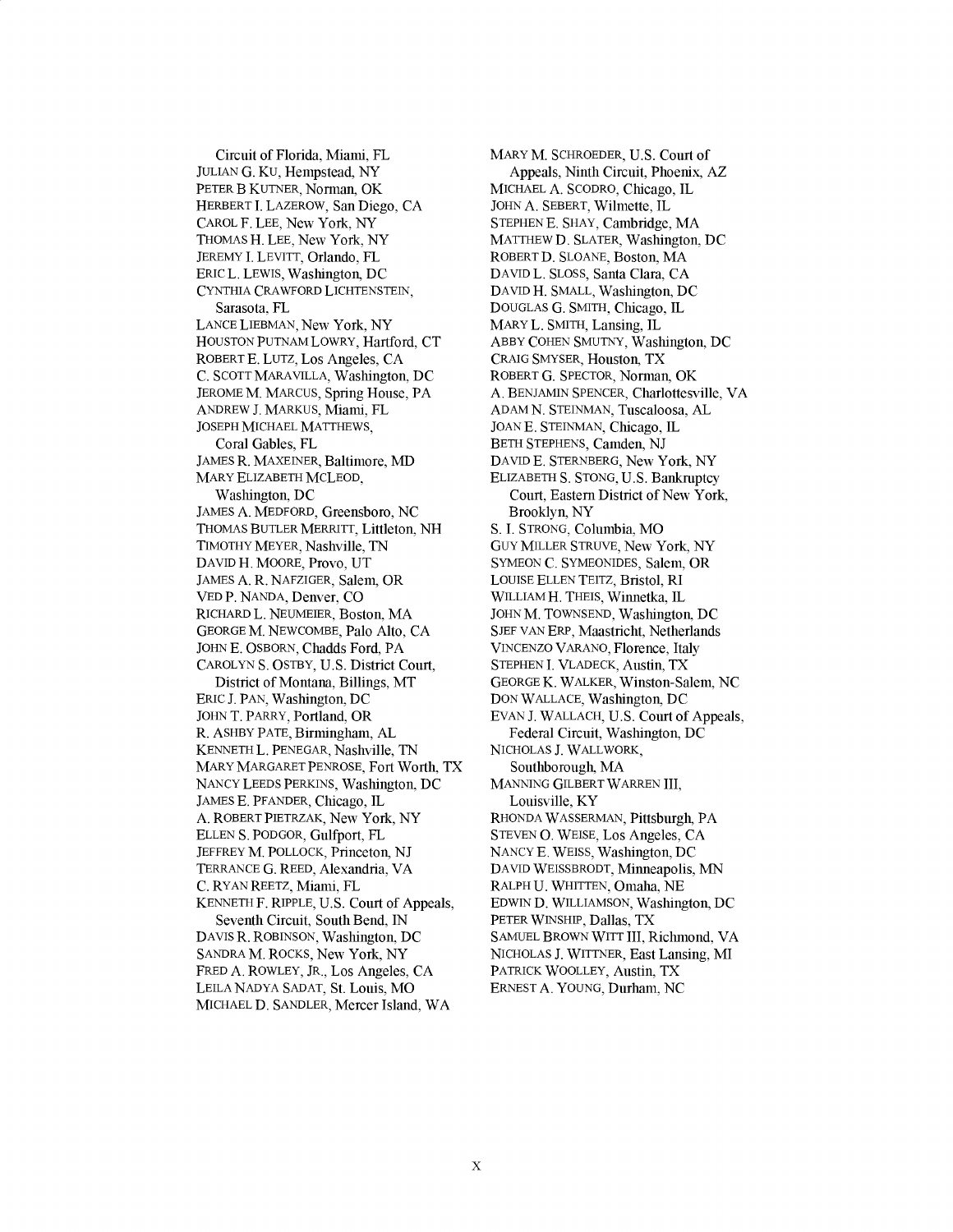Circuit of Florida, Miami, FL
JULIAN G. KU, Hempstead, NY
PETER B KUTNER, Norman, OK
HERBERT I. LAZEROW, San Diego, CA
CAROL F. LEE, New York, NY
THOMAS H. LEE, New York, NY
JEREMY I. LEVITT, Orlando, FL
ERIC L. LEWIS, Washington, DC
CYNTHIA CRAWFORD LICHTENSTEIN, Sarasota, FL
LANCE LIEBMAN, New York, NY
HOUSTON PUTNAM LOWRY, Hartford, CT
ROBERT E. LUTZ, Los Angeles, CA
C. SCOTT MARAVILLA, Washington, DC
JEROME M. MARCUS, Spring House, PA
ANDREW J. MARKUS, Miami, FL
JOSEPH MICHAEL MATTHEWS, Coral Gables, FL
JAMES R. MAXEINER, Baltimore, MD
MARY ELIZABETH MCLEOD, Washington, DC
JAMES A. MEDFORD, Greensboro, NC
THOMAS BUTLER MERRITT, Littleton, NH
TIMOTHY MEYER, Nashville, TN
DAVID H. MOORE, Provo, UT
JAMES A. R. NAFZIGER, Salem, OR
VED P. NANDA, Denver, CO
RICHARD L. NEUMEIER, Boston, MA
GEORGE M. NEWCOMBE, Palo Alto, CA
JOHN E. OSBORN, Chadds Ford, PA
CAROLYN S. OSTBY, U.S. District Court, District of Montana, Billings, MT
ERIC J. PAN, Washington, DC
JOHN T. PARRY, Portland, OR
R. ASHBY PATE, Birmingham, AL
KENNETH L. PENEGAR, Nashville, TN
MARY MARGARET PENROSE, Fort Worth, TX
NANCY LEEDS PERKINS, Washington, DC
JAMES E. PFANDER, Chicago, IL
A. ROBERT PIETRZAK, New York, NY
ELLEN S. PODGOR, Gulfport, FL
JEFFREY M. POLLOCK, Princeton, NJ
TERRANCE G. REED, Alexandria, VA
C. RYAN REETZ, Miami, FL
KENNETH F. RIPPLE, U.S. Court of Appeals, Seventh Circuit, South Bend, IN
DAVIS R. ROBINSON, Washington, DC
SANDRA M. ROCKS, New York, NY
FRED A. ROWLEY, JR., Los Angeles, CA
LEILA NADYA SADAT, St. Louis, MO
MICHAEL D. SANDLER, Mercer Island, WA
MARY M. SCHROEDER, U.S. Court of Appeals, Ninth Circuit, Phoenix, AZ
MICHAEL A. SCODRO, Chicago, IL
JOHN A. SEBERT, Wilmette, IL
STEPHEN E. SHAY, Cambridge, MA
MATTHEW D. SLATER, Washington, DC
ROBERT D. SLOANE, Boston, MA
DAVID L. SLOSS, Santa Clara, CA
DAVID H. SMALL, Washington, DC
DOUGLAS G. SMITH, Chicago, IL
MARY L. SMITH, Lansing, IL
ABBY COHEN SMUTNY, Washington, DC
CRAIG SMYSER, Houston, TX
ROBERT G. SPECTOR, Norman, OK
A. BENJAMIN SPENCER, Charlottesville, VA
ADAM N. STEINMAN, Tuscaloosa, AL
JOAN E. STEINMAN, Chicago, IL
BETH STEPHENS, Camden, NJ
DAVID E. STERNBERG, New York, NY
ELIZABETH S. STONG, U.S. Bankruptcy Court, Eastern District of New York, Brooklyn, NY
S. I. STRONG, Columbia, MO
GUY MILLER STRUVE, New York, NY
SYMEON C. SYMEONIDES, Salem, OR
LOUISE ELLEN TEITZ, Bristol, RI
WILLIAM H. THEIS, Winnetka, IL
JOHN M. TOWNSEND, Washington, DC
SJEF VAN ERP, Maastricht, Netherlands
VINCENZO VARANO, Florence, Italy
STEPHEN I. VLADECK, Austin, TX
GEORGE K. WALKER, Winston-Salem, NC
DON WALLACE, Washington, DC
EVAN J. WALLACH, U.S. Court of Appeals, Federal Circuit, Washington, DC
NICHOLAS J. WALLWORK, Southborough, MA
MANNING GILBERT WARREN III, Louisville, KY
RHONDA WASSERMAN, Pittsburgh, PA
STEVEN O. WEISE, Los Angeles, CA
NANCY E. WEISS, Washington, DC
DAVID WEISSBRODT, Minneapolis, MN
RALPH U. WHITTEN, Omaha, NE
EDWIN D. WILLIAMSON, Washington, DC
PETER WINSHIP, Dallas, TX
SAMUEL BROWN WITT III, Richmond, VA
NICHOLAS J. WITTNER, East Lansing, MI
PATRICK WOOLLEY, Austin, TX
ERNEST A. YOUNG, Durham, NC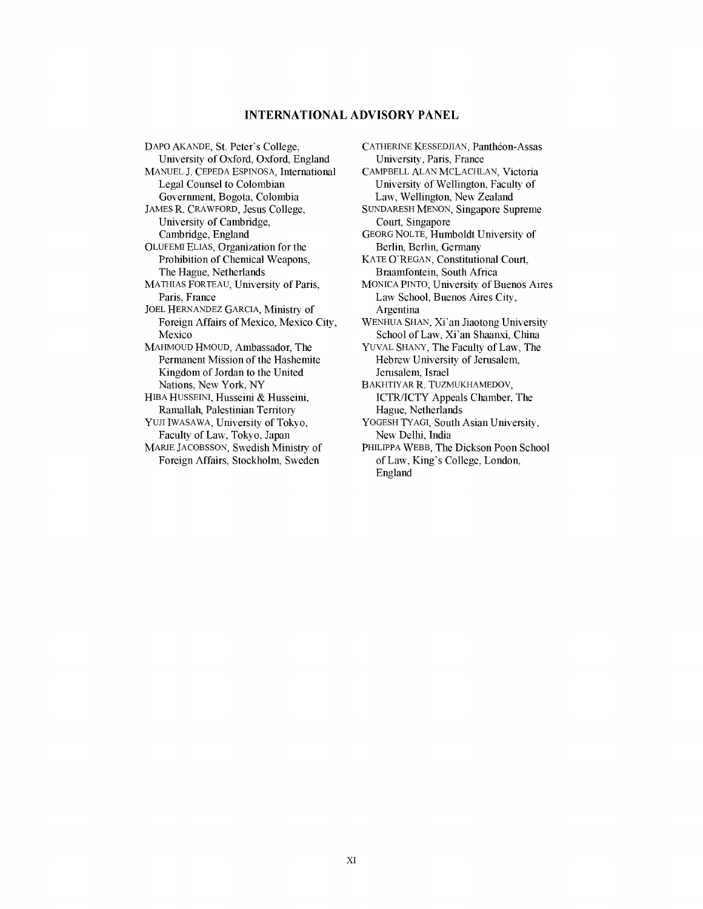## INTERNATIONAL ADVISORY PANEL

DAPO AKANDE, St. Peter's College, University of Oxford, Oxford, England

MANUEL J. CEPEDA ESPINOSA, International Legal Counsel to Colombian Government, Bogota, Colombia

JAMES R. CRAWFORD, Jesus College, University of Cambridge, Cambridge, England

OLUFEMI ELIAS, Organization for the Prohibition of Chemical Weapons, The Hague, Netherlands

MATHIAS FORTEAU, University of Paris, Paris, France

JOEL HERNANDEZ GARCIA, Ministry of Foreign Affairs of Mexico, Mexico City, Mexico

MAHMOUD HMOUD, Ambassador, The Permanent Mission of the Hashemite Kingdom of Jordan to the United Nations, New York, NY

HIBA HUSSEINI, Husseini & Husseini, Ramallah, Palestinian Territory

YUJI IWASAWA, University of Tokyo, Faculty of Law, Tokyo, Japan

MARIE JACOBSSON, Swedish Ministry of Foreign Affairs, Stockholm, Sweden

CATHERINE KESSEDJIAN, Panthéon-Assas University, Paris, France

CAMPBELL ALAN MCLACHLAN, Victoria University of Wellington, Faculty of Law, Wellington, New Zealand

SUNDARESH MENON, Singapore Supreme Court, Singapore

GEORG NOLTE, Humboldt University of Berlin, Berlin, Germany

KATE O'REGAN, Constitutional Court, Braamfontein, South Africa

MONICA PINTO, University of Buenos Aires Law School, Buenos Aires City, Argentina

WENHUA SHAN, Xi'an Jiaotong University School of Law, Xi'an Shaanxi, China

YUVAL SHANY, The Faculty of Law, The Hebrew University of Jerusalem, Jerusalem, Israel

BAKHTIYAR R. TUZMUKHAMEDOV, ICTR/ICTY Appeals Chamber, The Hague, Netherlands

YOGESH TYAGI, South Asian University, New Delhi, India

PHILIPPA WEBB, The Dickson Poon School of Law, King's College, London, England